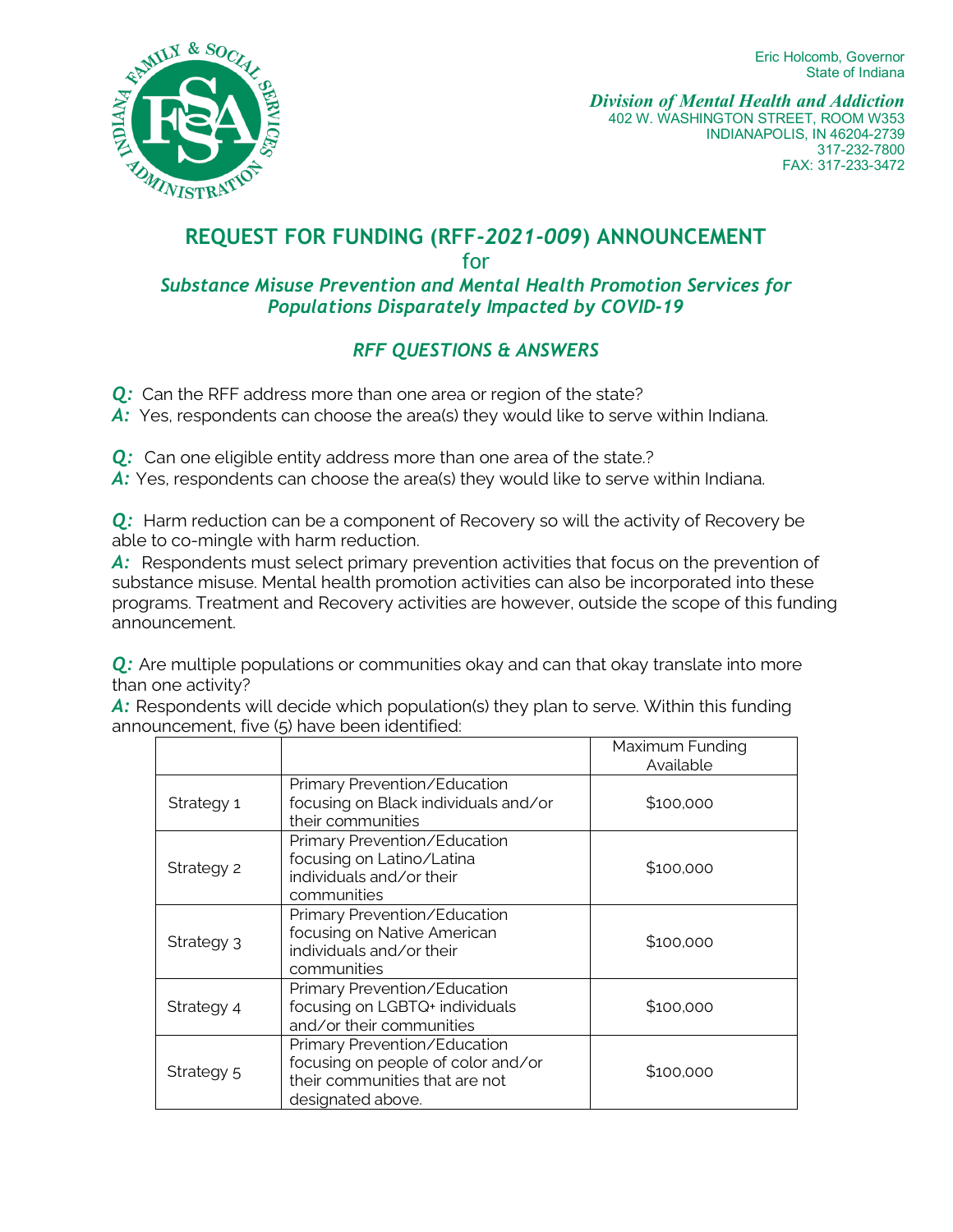Eric Holcomb, Governor
State of Indiana

***Division of Mental Health and Addiction***
402 W. WASHINGTON STREET, ROOM W353
INDIANAPOLIS, IN 46204-2739
317-232-7800
FAX: 317-233-3472

# REQUEST FOR FUNDING (RFF-*2021-009*) ANNOUNCEMENT

for

***Substance Misuse Prevention and Mental Health Promotion Services for Populations Disparately Impacted by COVID-19***

## *RFF QUESTIONS & ANSWERS*

***Q:*** Can the RFF address more than one area or region of the state?
***A:*** Yes, respondents can choose the area(s) they would like to serve within Indiana.

***Q:*** Can one eligible entity address more than one area of the state.?
***A:*** Yes, respondents can choose the area(s) they would like to serve within Indiana.

***Q:*** Harm reduction can be a component of Recovery so will the activity of Recovery be able to co-mingle with harm reduction.
***A:*** Respondents must select primary prevention activities that focus on the prevention of substance misuse. Mental health promotion activities can also be incorporated into these programs. Treatment and Recovery activities are however, outside the scope of this funding announcement.

***Q:*** Are multiple populations or communities okay and can that okay translate into more than one activity?
***A:*** Respondents will decide which population(s) they plan to serve. Within this funding announcement, five (5) have been identified:

| | | Maximum Funding Available |
|---|---|---|
| Strategy 1 | Primary Prevention/Education focusing on Black individuals and/or their communities | $100,000 |
| Strategy 2 | Primary Prevention/Education focusing on Latino/Latina individuals and/or their communities | $100,000 |
| Strategy 3 | Primary Prevention/Education focusing on Native American individuals and/or their communities | $100,000 |
| Strategy 4 | Primary Prevention/Education focusing on LGBTQ+ individuals and/or their communities | $100,000 |
| Strategy 5 | Primary Prevention/Education focusing on people of color and/or their communities that are not designated above. | $100,000 |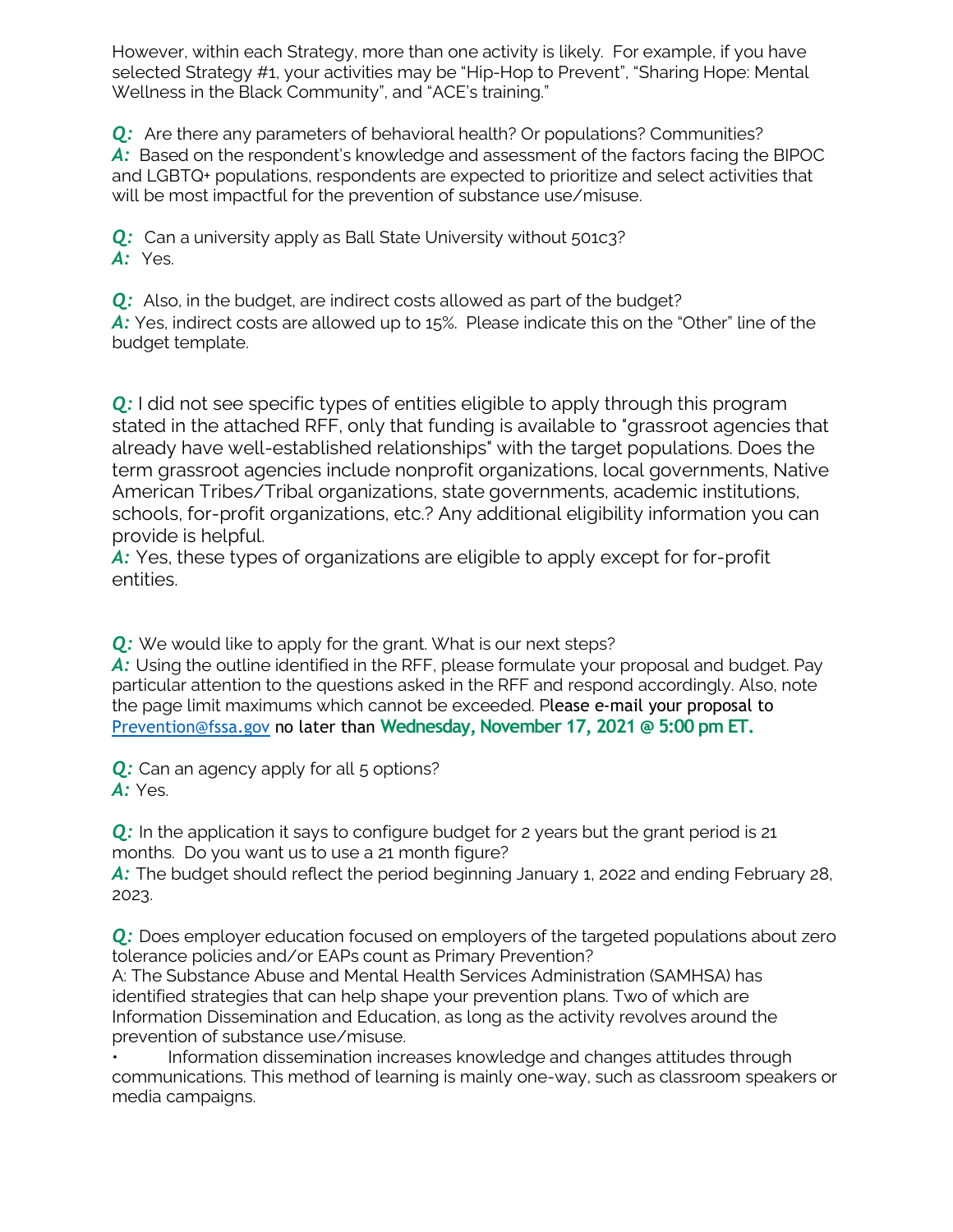However, within each Strategy, more than one activity is likely. For example, if you have selected Strategy #1, your activities may be "Hip-Hop to Prevent", "Sharing Hope: Mental Wellness in the Black Community", and "ACE's training."

***Q:*** Are there any parameters of behavioral health? Or populations? Communities?
***A:*** Based on the respondent's knowledge and assessment of the factors facing the BIPOC and LGBTQ+ populations, respondents are expected to prioritize and select activities that will be most impactful for the prevention of substance use/misuse.

***Q:*** Can a university apply as Ball State University without 501c3?
***A:*** Yes.

***Q:*** Also, in the budget, are indirect costs allowed as part of the budget?
***A:*** Yes, indirect costs are allowed up to 15%. Please indicate this on the "Other" line of the budget template.

***Q:*** I did not see specific types of entities eligible to apply through this program stated in the attached RFF, only that funding is available to "grassroot agencies that already have well-established relationships" with the target populations. Does the term grassroot agencies include nonprofit organizations, local governments, Native American Tribes/Tribal organizations, state governments, academic institutions, schools, for-profit organizations, etc.? Any additional eligibility information you can provide is helpful.
***A:*** Yes, these types of organizations are eligible to apply except for for-profit entities.

***Q:*** We would like to apply for the grant. What is our next steps?
***A:*** Using the outline identified in the RFF, please formulate your proposal and budget. Pay particular attention to the questions asked in the RFF and respond accordingly. Also, note the page limit maximums which cannot be exceeded. Please e-mail your proposal to Prevention@fssa.gov no later than **Wednesday, November 17, 2021 @ 5:00 pm ET.**

***Q:*** Can an agency apply for all 5 options?
***A:*** Yes.

***Q:*** In the application it says to configure budget for 2 years but the grant period is 21 months. Do you want us to use a 21 month figure?
***A:*** The budget should reflect the period beginning January 1, 2022 and ending February 28, 2023.

***Q:*** Does employer education focused on employers of the targeted populations about zero tolerance policies and/or EAPs count as Primary Prevention?
A: The Substance Abuse and Mental Health Services Administration (SAMHSA) has identified strategies that can help shape your prevention plans. Two of which are Information Dissemination and Education, as long as the activity revolves around the prevention of substance use/misuse.

- Information dissemination increases knowledge and changes attitudes through communications. This method of learning is mainly one-way, such as classroom speakers or media campaigns.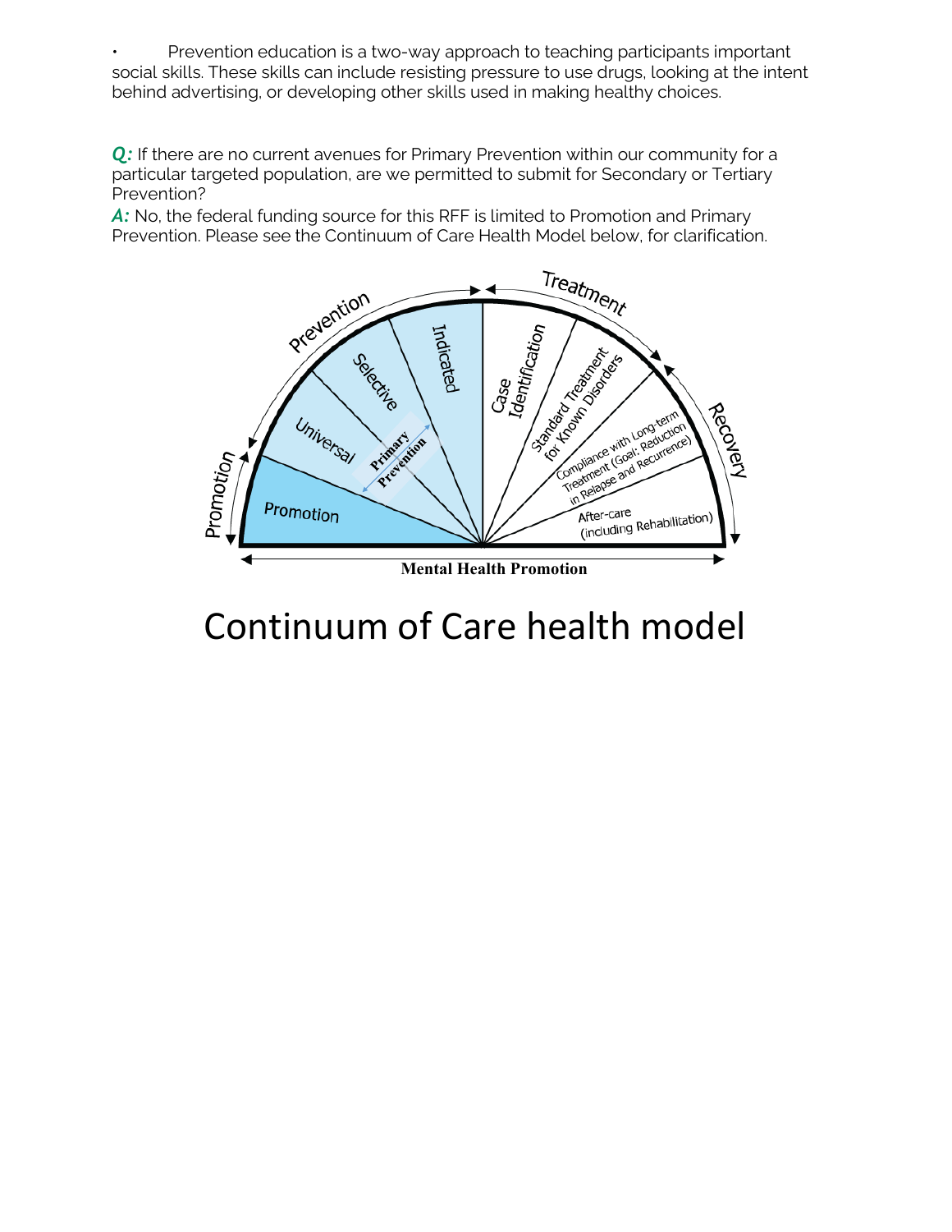- Prevention education is a two-way approach to teaching participants important social skills. These skills can include resisting pressure to use drugs, looking at the intent behind advertising, or developing other skills used in making healthy choices.

***Q:*** If there are no current avenues for Primary Prevention within our community for a particular targeted population, are we permitted to submit for Secondary or Tertiary Prevention?

***A:*** No, the federal funding source for this RFF is limited to Promotion and Primary Prevention. Please see the Continuum of Care Health Model below, for clarification.

Prevention

Treatment

Recovery

Promotion

Universal

Selective

Indicated

Primary Prevention

Case Identification

Standard Treatment for Known Disorders

Compliance with Long-term Treatment (Goal: Reduction in Relapse and Recurrence)

After-care (including Rehabilitation)

Mental Health Promotion

# Continuum of Care health model